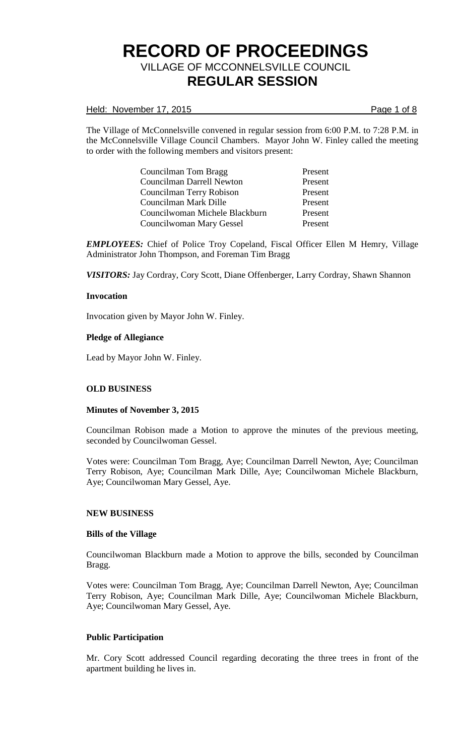# RECORD OF PROCEEDINGS

## VILLAGE OF MCCONNELSVILLE COUNCIL

## REGULAR SESSION

Held: November 17, 2015

The Village of McConnelsville convened in regular session from 6:00 P.M. to 7:28 P.M. in the McConnelsville Village Council Chambers. Mayor John W. Finley called the meeting to order with the following members and visitors present:

| | |
|---|---|
| Councilman Tom Bragg | Present |
| Councilman Darrell Newton | Present |
| Councilman Terry Robison | Present |
| Councilman Mark Dille | Present |
| Councilwoman Michele Blackburn | Present |
| Councilwoman Mary Gessel | Present |

***EMPLOYEES:*** Chief of Police Troy Copeland, Fiscal Officer Ellen M Hemry, Village Administrator John Thompson, and Foreman Tim Bragg

***VISITORS:*** Jay Cordray, Cory Scott, Diane Offenberger, Larry Cordray, Shawn Shannon

**Invocation**

Invocation given by Mayor John W. Finley.

**Pledge of Allegiance**

Lead by Mayor John W. Finley.

**OLD BUSINESS**

**Minutes of November 3, 2015**

Councilman Robison made a Motion to approve the minutes of the previous meeting, seconded by Councilwoman Gessel.

Votes were: Councilman Tom Bragg, Aye; Councilman Darrell Newton, Aye; Councilman Terry Robison, Aye; Councilman Mark Dille, Aye; Councilwoman Michele Blackburn, Aye; Councilwoman Mary Gessel, Aye.

**NEW BUSINESS**

**Bills of the Village**

Councilwoman Blackburn made a Motion to approve the bills, seconded by Councilman Bragg.

Votes were: Councilman Tom Bragg, Aye; Councilman Darrell Newton, Aye; Councilman Terry Robison, Aye; Councilman Mark Dille, Aye; Councilwoman Michele Blackburn, Aye; Councilwoman Mary Gessel, Aye.

**Public Participation**

Mr. Cory Scott addressed Council regarding decorating the three trees in front of the apartment building he lives in.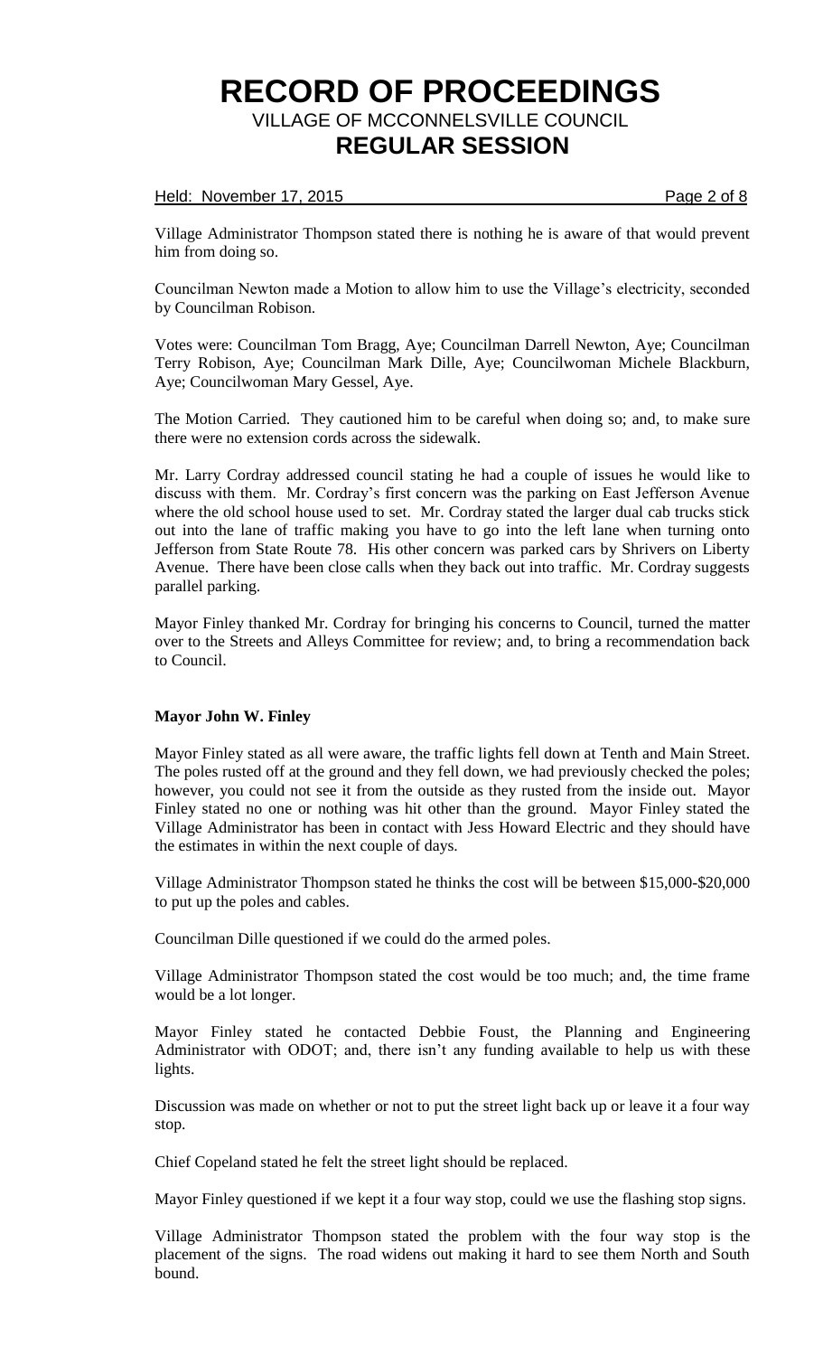Village Administrator Thompson stated there is nothing he is aware of that would prevent him from doing so.

Councilman Newton made a Motion to allow him to use the Village's electricity, seconded by Councilman Robison.

Votes were: Councilman Tom Bragg, Aye; Councilman Darrell Newton, Aye; Councilman Terry Robison, Aye; Councilman Mark Dille, Aye; Councilwoman Michele Blackburn, Aye; Councilwoman Mary Gessel, Aye.

The Motion Carried. They cautioned him to be careful when doing so; and, to make sure there were no extension cords across the sidewalk.

Mr. Larry Cordray addressed council stating he had a couple of issues he would like to discuss with them. Mr. Cordray's first concern was the parking on East Jefferson Avenue where the old school house used to set. Mr. Cordray stated the larger dual cab trucks stick out into the lane of traffic making you have to go into the left lane when turning onto Jefferson from State Route 78. His other concern was parked cars by Shrivers on Liberty Avenue. There have been close calls when they back out into traffic. Mr. Cordray suggests parallel parking.

Mayor Finley thanked Mr. Cordray for bringing his concerns to Council, turned the matter over to the Streets and Alleys Committee for review; and, to bring a recommendation back to Council.

**Mayor John W. Finley**

Mayor Finley stated as all were aware, the traffic lights fell down at Tenth and Main Street. The poles rusted off at the ground and they fell down, we had previously checked the poles; however, you could not see it from the outside as they rusted from the inside out. Mayor Finley stated no one or nothing was hit other than the ground. Mayor Finley stated the Village Administrator has been in contact with Jess Howard Electric and they should have the estimates in within the next couple of days.

Village Administrator Thompson stated he thinks the cost will be between $15,000-$20,000 to put up the poles and cables.

Councilman Dille questioned if we could do the armed poles.

Village Administrator Thompson stated the cost would be too much; and, the time frame would be a lot longer.

Mayor Finley stated he contacted Debbie Foust, the Planning and Engineering Administrator with ODOT; and, there isn't any funding available to help us with these lights.

Discussion was made on whether or not to put the street light back up or leave it a four way stop.

Chief Copeland stated he felt the street light should be replaced.

Mayor Finley questioned if we kept it a four way stop, could we use the flashing stop signs.

Village Administrator Thompson stated the problem with the four way stop is the placement of the signs. The road widens out making it hard to see them North and South bound.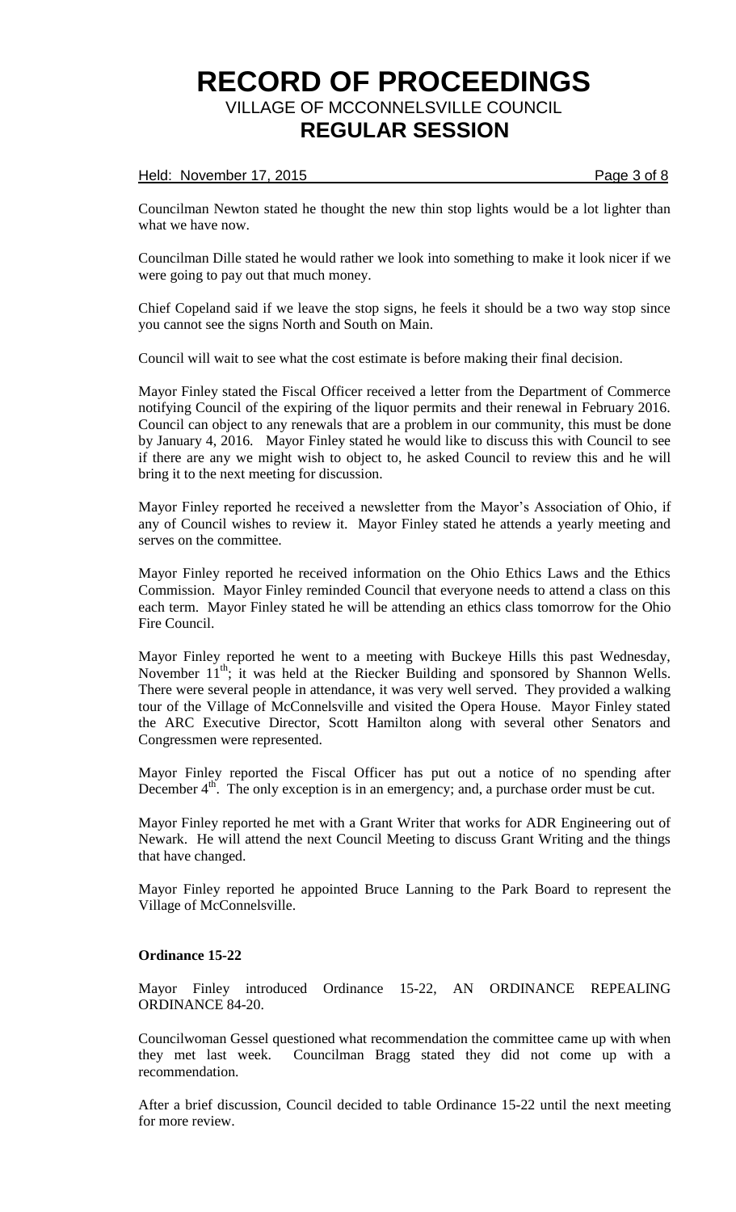Councilman Newton stated he thought the new thin stop lights would be a lot lighter than what we have now.

Councilman Dille stated he would rather we look into something to make it look nicer if we were going to pay out that much money.

Chief Copeland said if we leave the stop signs, he feels it should be a two way stop since you cannot see the signs North and South on Main.

Council will wait to see what the cost estimate is before making their final decision.

Mayor Finley stated the Fiscal Officer received a letter from the Department of Commerce notifying Council of the expiring of the liquor permits and their renewal in February 2016. Council can object to any renewals that are a problem in our community, this must be done by January 4, 2016. Mayor Finley stated he would like to discuss this with Council to see if there are any we might wish to object to, he asked Council to review this and he will bring it to the next meeting for discussion.

Mayor Finley reported he received a newsletter from the Mayor's Association of Ohio, if any of Council wishes to review it. Mayor Finley stated he attends a yearly meeting and serves on the committee.

Mayor Finley reported he received information on the Ohio Ethics Laws and the Ethics Commission. Mayor Finley reminded Council that everyone needs to attend a class on this each term. Mayor Finley stated he will be attending an ethics class tomorrow for the Ohio Fire Council.

Mayor Finley reported he went to a meeting with Buckeye Hills this past Wednesday, November 11th; it was held at the Riecker Building and sponsored by Shannon Wells. There were several people in attendance, it was very well served. They provided a walking tour of the Village of McConnelsville and visited the Opera House. Mayor Finley stated the ARC Executive Director, Scott Hamilton along with several other Senators and Congressmen were represented.

Mayor Finley reported the Fiscal Officer has put out a notice of no spending after December 4th. The only exception is in an emergency; and, a purchase order must be cut.

Mayor Finley reported he met with a Grant Writer that works for ADR Engineering out of Newark. He will attend the next Council Meeting to discuss Grant Writing and the things that have changed.

Mayor Finley reported he appointed Bruce Lanning to the Park Board to represent the Village of McConnelsville.

**Ordinance 15-22**

Mayor Finley introduced Ordinance 15-22, AN ORDINANCE REPEALING ORDINANCE 84-20.

Councilwoman Gessel questioned what recommendation the committee came up with when they met last week. Councilman Bragg stated they did not come up with a recommendation.

After a brief discussion, Council decided to table Ordinance 15-22 until the next meeting for more review.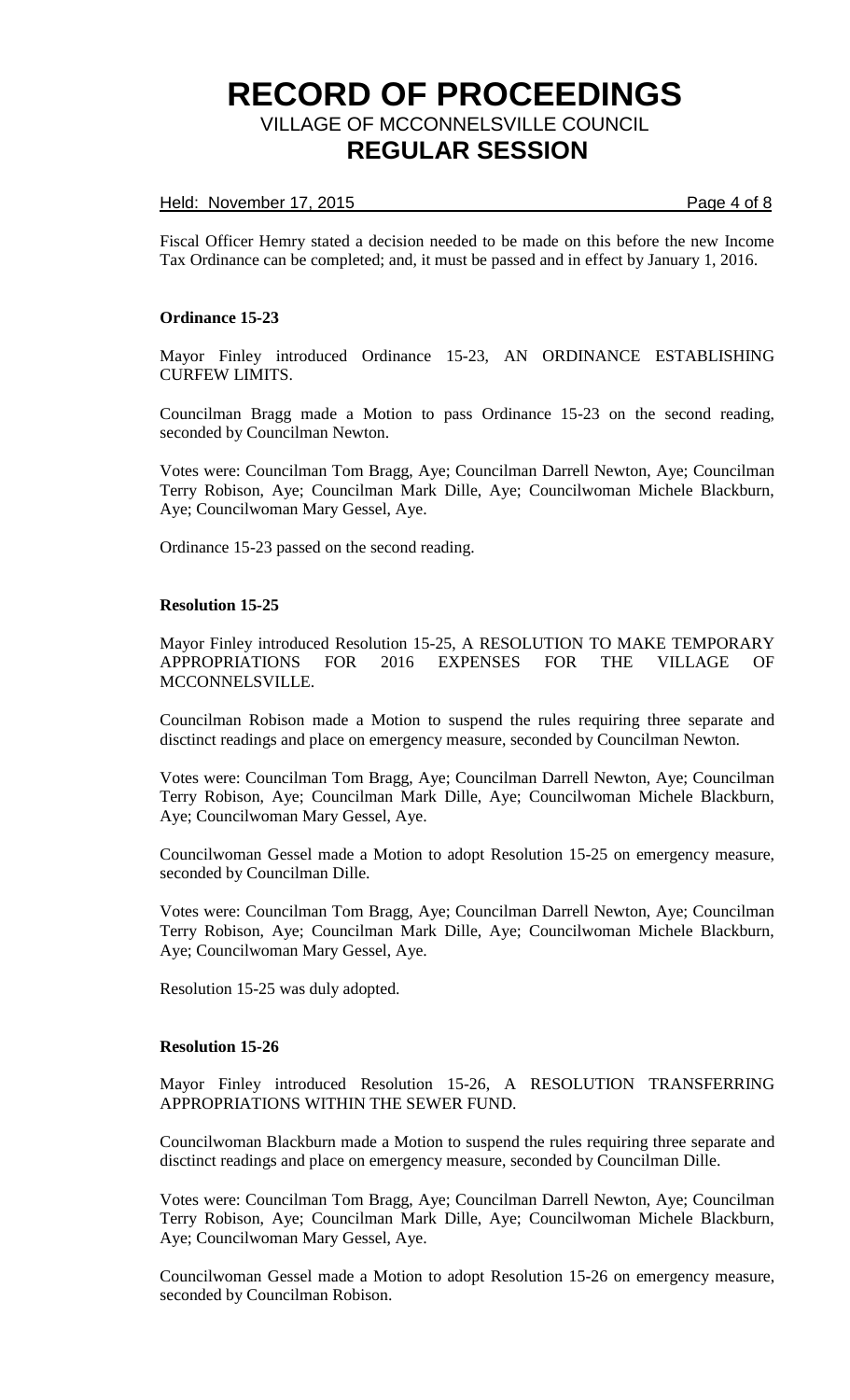Fiscal Officer Hemry stated a decision needed to be made on this before the new Income Tax Ordinance can be completed; and, it must be passed and in effect by January 1, 2016.

**Ordinance 15-23**

Mayor Finley introduced Ordinance 15-23, AN ORDINANCE ESTABLISHING CURFEW LIMITS.

Councilman Bragg made a Motion to pass Ordinance 15-23 on the second reading, seconded by Councilman Newton.

Votes were: Councilman Tom Bragg, Aye; Councilman Darrell Newton, Aye; Councilman Terry Robison, Aye; Councilman Mark Dille, Aye; Councilwoman Michele Blackburn, Aye; Councilwoman Mary Gessel, Aye.

Ordinance 15-23 passed on the second reading.

**Resolution 15-25**

Mayor Finley introduced Resolution 15-25, A RESOLUTION TO MAKE TEMPORARY APPROPRIATIONS FOR 2016 EXPENSES FOR THE VILLAGE OF MCCONNELSVILLE.

Councilman Robison made a Motion to suspend the rules requiring three separate and disctinct readings and place on emergency measure, seconded by Councilman Newton.

Votes were: Councilman Tom Bragg, Aye; Councilman Darrell Newton, Aye; Councilman Terry Robison, Aye; Councilman Mark Dille, Aye; Councilwoman Michele Blackburn, Aye; Councilwoman Mary Gessel, Aye.

Councilwoman Gessel made a Motion to adopt Resolution 15-25 on emergency measure, seconded by Councilman Dille.

Votes were: Councilman Tom Bragg, Aye; Councilman Darrell Newton, Aye; Councilman Terry Robison, Aye; Councilman Mark Dille, Aye; Councilwoman Michele Blackburn, Aye; Councilwoman Mary Gessel, Aye.

Resolution 15-25 was duly adopted.

**Resolution 15-26**

Mayor Finley introduced Resolution 15-26, A RESOLUTION TRANSFERRING APPROPRIATIONS WITHIN THE SEWER FUND.

Councilwoman Blackburn made a Motion to suspend the rules requiring three separate and disctinct readings and place on emergency measure, seconded by Councilman Dille.

Votes were: Councilman Tom Bragg, Aye; Councilman Darrell Newton, Aye; Councilman Terry Robison, Aye; Councilman Mark Dille, Aye; Councilwoman Michele Blackburn, Aye; Councilwoman Mary Gessel, Aye.

Councilwoman Gessel made a Motion to adopt Resolution 15-26 on emergency measure, seconded by Councilman Robison.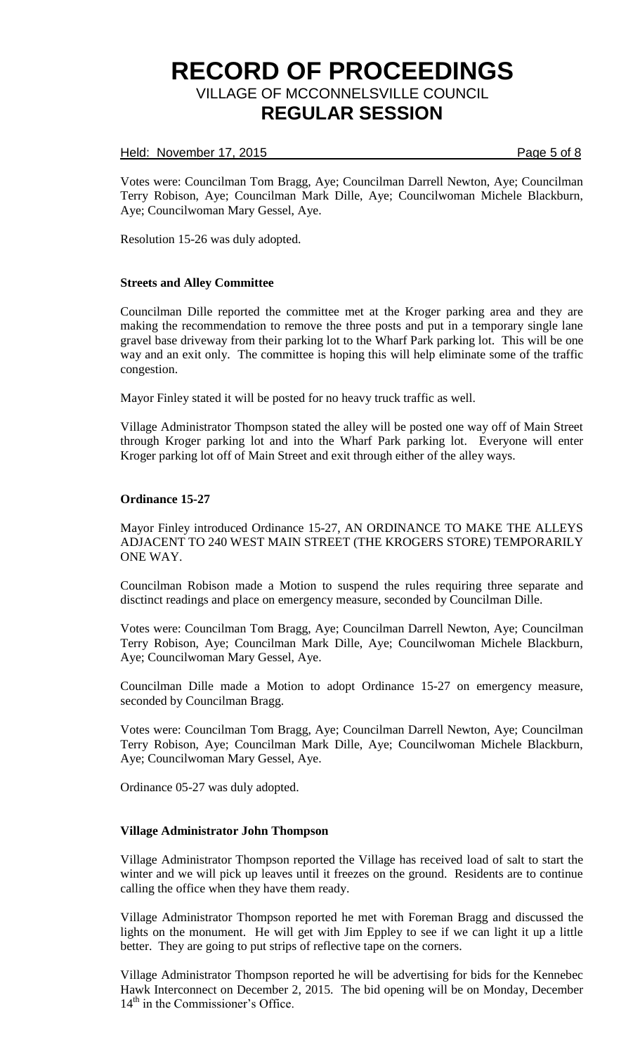Votes were: Councilman Tom Bragg, Aye; Councilman Darrell Newton, Aye; Councilman Terry Robison, Aye; Councilman Mark Dille, Aye; Councilwoman Michele Blackburn, Aye; Councilwoman Mary Gessel, Aye.

Resolution 15-26 was duly adopted.

**Streets and Alley Committee**

Councilman Dille reported the committee met at the Kroger parking area and they are making the recommendation to remove the three posts and put in a temporary single lane gravel base driveway from their parking lot to the Wharf Park parking lot. This will be one way and an exit only. The committee is hoping this will help eliminate some of the traffic congestion.

Mayor Finley stated it will be posted for no heavy truck traffic as well.

Village Administrator Thompson stated the alley will be posted one way off of Main Street through Kroger parking lot and into the Wharf Park parking lot. Everyone will enter Kroger parking lot off of Main Street and exit through either of the alley ways.

**Ordinance 15-27**

Mayor Finley introduced Ordinance 15-27, AN ORDINANCE TO MAKE THE ALLEYS ADJACENT TO 240 WEST MAIN STREET (THE KROGERS STORE) TEMPORARILY ONE WAY.

Councilman Robison made a Motion to suspend the rules requiring three separate and disctinct readings and place on emergency measure, seconded by Councilman Dille.

Votes were: Councilman Tom Bragg, Aye; Councilman Darrell Newton, Aye; Councilman Terry Robison, Aye; Councilman Mark Dille, Aye; Councilwoman Michele Blackburn, Aye; Councilwoman Mary Gessel, Aye.

Councilman Dille made a Motion to adopt Ordinance 15-27 on emergency measure, seconded by Councilman Bragg.

Votes were: Councilman Tom Bragg, Aye; Councilman Darrell Newton, Aye; Councilman Terry Robison, Aye; Councilman Mark Dille, Aye; Councilwoman Michele Blackburn, Aye; Councilwoman Mary Gessel, Aye.

Ordinance 05-27 was duly adopted.

**Village Administrator John Thompson**

Village Administrator Thompson reported the Village has received load of salt to start the winter and we will pick up leaves until it freezes on the ground. Residents are to continue calling the office when they have them ready.

Village Administrator Thompson reported he met with Foreman Bragg and discussed the lights on the monument. He will get with Jim Eppley to see if we can light it up a little better. They are going to put strips of reflective tape on the corners.

Village Administrator Thompson reported he will be advertising for bids for the Kennebec Hawk Interconnect on December 2, 2015. The bid opening will be on Monday, December 14th in the Commissioner's Office.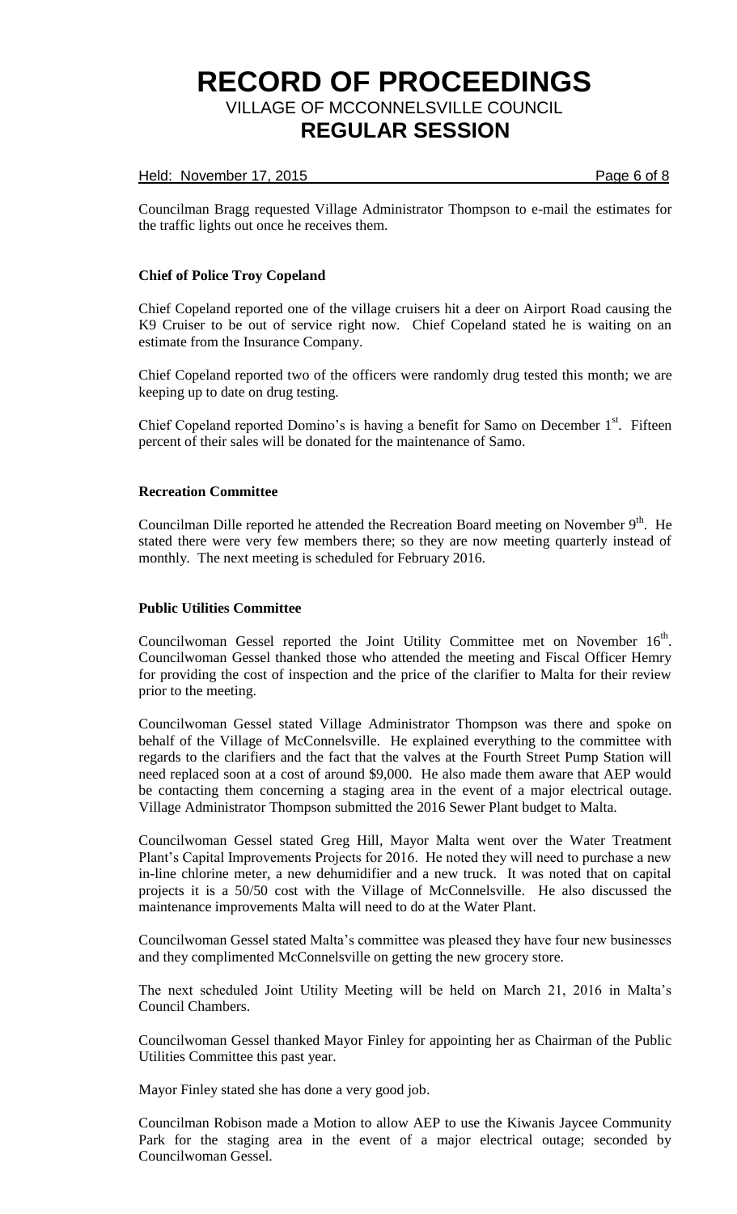Councilman Bragg requested Village Administrator Thompson to e-mail the estimates for the traffic lights out once he receives them.

**Chief of Police Troy Copeland**

Chief Copeland reported one of the village cruisers hit a deer on Airport Road causing the K9 Cruiser to be out of service right now. Chief Copeland stated he is waiting on an estimate from the Insurance Company.

Chief Copeland reported two of the officers were randomly drug tested this month; we are keeping up to date on drug testing.

Chief Copeland reported Domino's is having a benefit for Samo on December 1st. Fifteen percent of their sales will be donated for the maintenance of Samo.

**Recreation Committee**

Councilman Dille reported he attended the Recreation Board meeting on November 9th. He stated there were very few members there; so they are now meeting quarterly instead of monthly. The next meeting is scheduled for February 2016.

**Public Utilities Committee**

Councilwoman Gessel reported the Joint Utility Committee met on November 16th. Councilwoman Gessel thanked those who attended the meeting and Fiscal Officer Hemry for providing the cost of inspection and the price of the clarifier to Malta for their review prior to the meeting.

Councilwoman Gessel stated Village Administrator Thompson was there and spoke on behalf of the Village of McConnelsville. He explained everything to the committee with regards to the clarifiers and the fact that the valves at the Fourth Street Pump Station will need replaced soon at a cost of around $9,000. He also made them aware that AEP would be contacting them concerning a staging area in the event of a major electrical outage. Village Administrator Thompson submitted the 2016 Sewer Plant budget to Malta.

Councilwoman Gessel stated Greg Hill, Mayor Malta went over the Water Treatment Plant's Capital Improvements Projects for 2016. He noted they will need to purchase a new in-line chlorine meter, a new dehumidifier and a new truck. It was noted that on capital projects it is a 50/50 cost with the Village of McConnelsville. He also discussed the maintenance improvements Malta will need to do at the Water Plant.

Councilwoman Gessel stated Malta's committee was pleased they have four new businesses and they complimented McConnelsville on getting the new grocery store.

The next scheduled Joint Utility Meeting will be held on March 21, 2016 in Malta's Council Chambers.

Councilwoman Gessel thanked Mayor Finley for appointing her as Chairman of the Public Utilities Committee this past year.

Mayor Finley stated she has done a very good job.

Councilman Robison made a Motion to allow AEP to use the Kiwanis Jaycee Community Park for the staging area in the event of a major electrical outage; seconded by Councilwoman Gessel.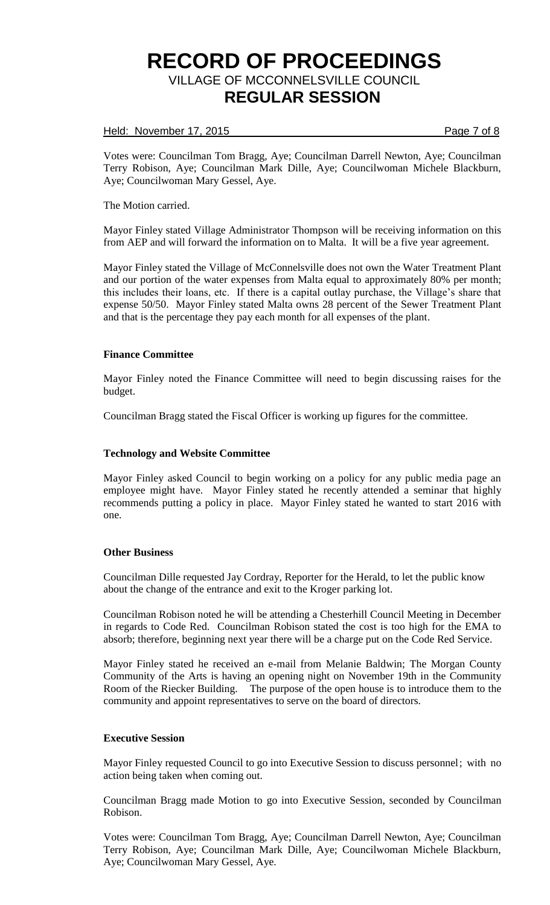Votes were: Councilman Tom Bragg, Aye; Councilman Darrell Newton, Aye; Councilman Terry Robison, Aye; Councilman Mark Dille, Aye; Councilwoman Michele Blackburn, Aye; Councilwoman Mary Gessel, Aye.

The Motion carried.

Mayor Finley stated Village Administrator Thompson will be receiving information on this from AEP and will forward the information on to Malta. It will be a five year agreement.

Mayor Finley stated the Village of McConnelsville does not own the Water Treatment Plant and our portion of the water expenses from Malta equal to approximately 80% per month; this includes their loans, etc. If there is a capital outlay purchase, the Village's share that expense 50/50. Mayor Finley stated Malta owns 28 percent of the Sewer Treatment Plant and that is the percentage they pay each month for all expenses of the plant.

**Finance Committee**

Mayor Finley noted the Finance Committee will need to begin discussing raises for the budget.

Councilman Bragg stated the Fiscal Officer is working up figures for the committee.

**Technology and Website Committee**

Mayor Finley asked Council to begin working on a policy for any public media page an employee might have. Mayor Finley stated he recently attended a seminar that highly recommends putting a policy in place. Mayor Finley stated he wanted to start 2016 with one.

**Other Business**

Councilman Dille requested Jay Cordray, Reporter for the Herald, to let the public know about the change of the entrance and exit to the Kroger parking lot.

Councilman Robison noted he will be attending a Chesterhill Council Meeting in December in regards to Code Red. Councilman Robison stated the cost is too high for the EMA to absorb; therefore, beginning next year there will be a charge put on the Code Red Service.

Mayor Finley stated he received an e-mail from Melanie Baldwin; The Morgan County Community of the Arts is having an opening night on November 19th in the Community Room of the Riecker Building. The purpose of the open house is to introduce them to the community and appoint representatives to serve on the board of directors.

**Executive Session**

Mayor Finley requested Council to go into Executive Session to discuss personnel; with no action being taken when coming out.

Councilman Bragg made Motion to go into Executive Session, seconded by Councilman Robison.

Votes were: Councilman Tom Bragg, Aye; Councilman Darrell Newton, Aye; Councilman Terry Robison, Aye; Councilman Mark Dille, Aye; Councilwoman Michele Blackburn, Aye; Councilwoman Mary Gessel, Aye.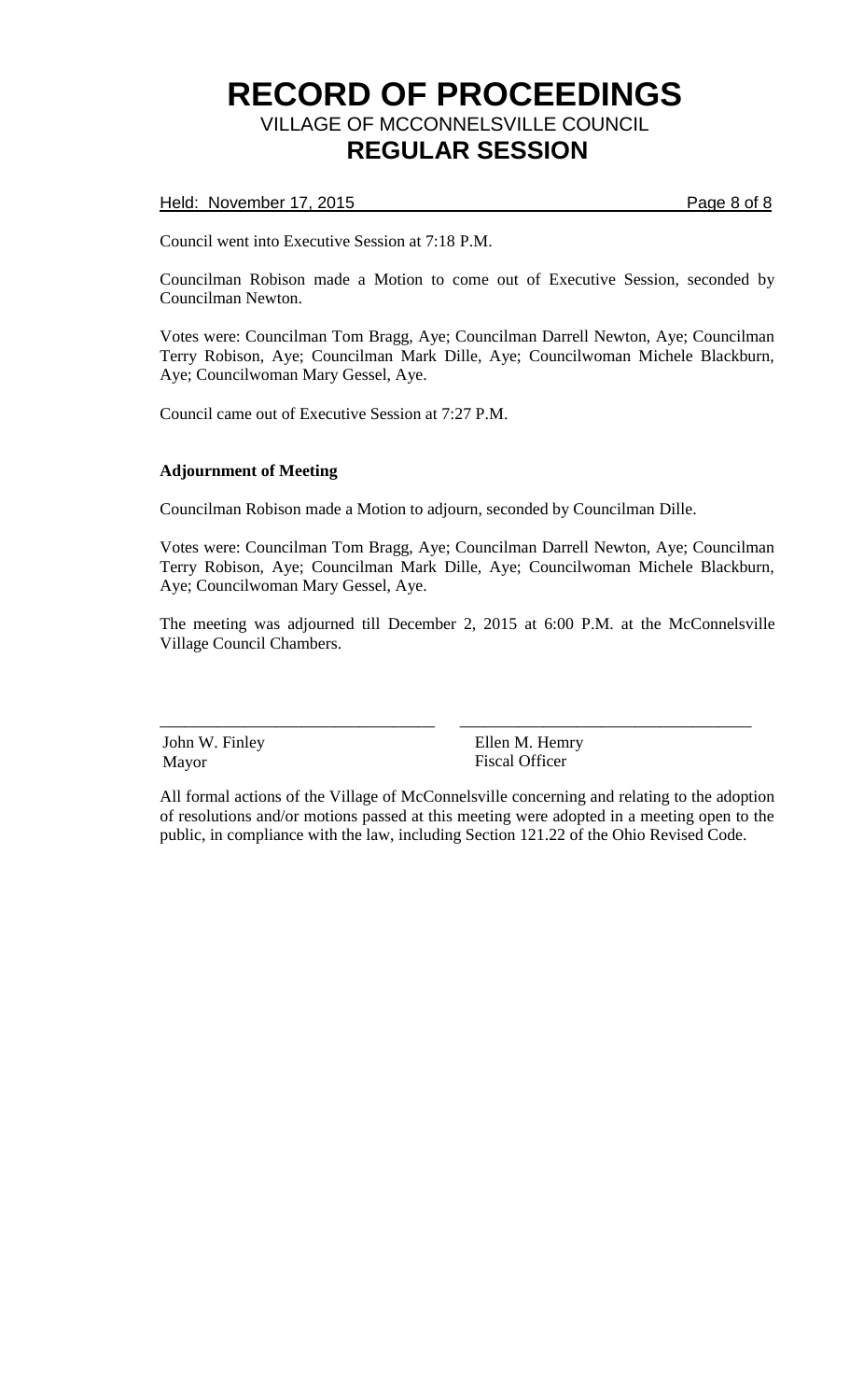Council went into Executive Session at 7:18 P.M.

Councilman Robison made a Motion to come out of Executive Session, seconded by Councilman Newton.

Votes were: Councilman Tom Bragg, Aye; Councilman Darrell Newton, Aye; Councilman Terry Robison, Aye; Councilman Mark Dille, Aye; Councilwoman Michele Blackburn, Aye; Councilwoman Mary Gessel, Aye.

Council came out of Executive Session at 7:27 P.M.

**Adjournment of Meeting**

Councilman Robison made a Motion to adjourn, seconded by Councilman Dille.

Votes were: Councilman Tom Bragg, Aye; Councilman Darrell Newton, Aye; Councilman Terry Robison, Aye; Councilman Mark Dille, Aye; Councilwoman Michele Blackburn, Aye; Councilwoman Mary Gessel, Aye.

The meeting was adjourned till December 2, 2015 at 6:00 P.M. at the McConnelsville Village Council Chambers.

\_\_\_\_\_\_\_\_\_\_\_\_\_\_\_\_\_\_\_\_\_\_\_\_\_\_\_\_\_\_\_\_ \_\_\_\_\_\_\_\_\_\_\_\_\_\_\_\_\_\_\_\_\_\_\_\_\_\_\_\_\_\_\_\_

John W. Finley
Mayor

Ellen M. Hemry
Fiscal Officer

All formal actions of the Village of McConnelsville concerning and relating to the adoption of resolutions and/or motions passed at this meeting were adopted in a meeting open to the public, in compliance with the law, including Section 121.22 of the Ohio Revised Code.